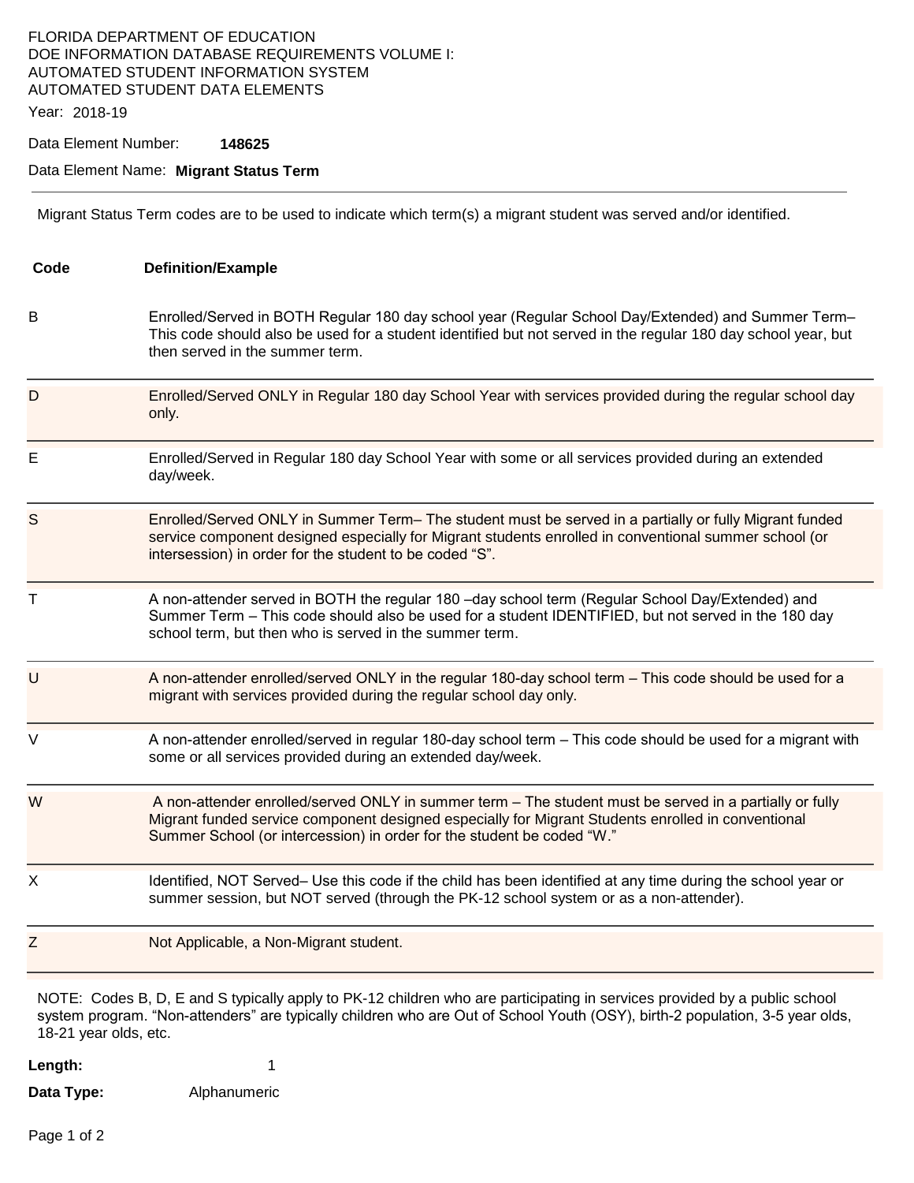FLORIDA DEPARTMENT OF EDUCATION
DOE INFORMATION DATABASE REQUIREMENTS VOLUME I:
AUTOMATED STUDENT INFORMATION SYSTEM
AUTOMATED STUDENT DATA ELEMENTS

Year: 2018-19

Data Element Number: **148625**

Data Element Name: **Migrant Status Term**

---

Migrant Status Term codes are to be used to indicate which term(s) a migrant student was served and/or identified.

| Code | Definition/Example |
|---|---|
| B | Enrolled/Served in BOTH Regular 180 day school year (Regular School Day/Extended) and Summer Term– This code should also be used for a student identified but not served in the regular 180 day school year, but then served in the summer term. |
| D | Enrolled/Served ONLY in Regular 180 day School Year with services provided during the regular school day only. |
| E | Enrolled/Served in Regular 180 day School Year with some or all services provided during an extended day/week. |
| S | Enrolled/Served ONLY in Summer Term– The student must be served in a partially or fully Migrant funded service component designed especially for Migrant students enrolled in conventional summer school (or intersession) in order for the student to be coded "S". |
| T | A non-attender served in BOTH the regular 180 –day school term (Regular School Day/Extended) and Summer Term – This code should also be used for a student IDENTIFIED, but not served in the 180 day school term, but then who is served in the summer term. |
| U | A non-attender enrolled/served ONLY in the regular 180-day school term – This code should be used for a migrant with services provided during the regular school day only. |
| V | A non-attender enrolled/served in regular 180-day school term – This code should be used for a migrant with some or all services provided during an extended day/week. |
| W | A non-attender enrolled/served ONLY in summer term – The student must be served in a partially or fully Migrant funded service component designed especially for Migrant Students enrolled in conventional Summer School (or intercession) in order for the student be coded "W." |
| X | Identified, NOT Served– Use this code if the child has been identified at any time during the school year or summer session, but NOT served (through the PK-12 school system or as a non-attender). |
| Z | Not Applicable, a Non-Migrant student. |

NOTE: Codes B, D, E and S typically apply to PK-12 children who are participating in services provided by a public school system program. "Non-attenders" are typically children who are Out of School Youth (OSY), birth-2 population, 3-5 year olds, 18-21 year olds, etc.

**Length:** 1

**Data Type:** Alphanumeric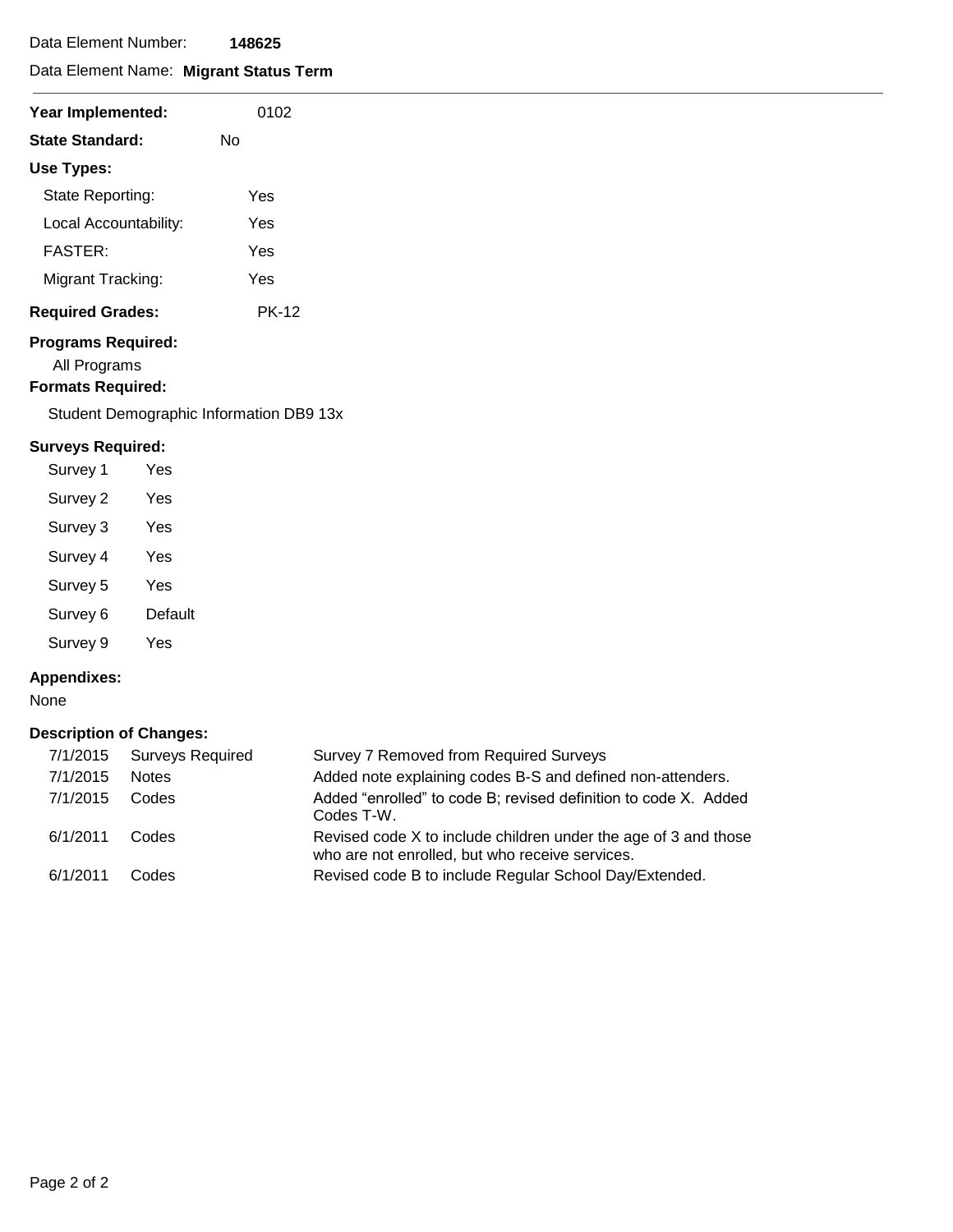Data Element Number: **148625**

Data Element Name: **Migrant Status Term**

---

**Year Implemented:** 0102

**State Standard:** No

**Use Types:**

| | |
|---|---|
| State Reporting: | Yes |
| Local Accountability: | Yes |
| FASTER: | Yes |
| Migrant Tracking: | Yes |

**Required Grades:** PK-12

**Programs Required:**

All Programs

**Formats Required:**

Student Demographic Information DB9 13x

**Surveys Required:**

| | |
|---|---|
| Survey 1 | Yes |
| Survey 2 | Yes |
| Survey 3 | Yes |
| Survey 4 | Yes |
| Survey 5 | Yes |
| Survey 6 | Default |
| Survey 9 | Yes |

**Appendixes:**

None

**Description of Changes:**

| | | |
|---|---|---|
| 7/1/2015 | Surveys Required | Survey 7 Removed from Required Surveys |
| 7/1/2015 | Notes | Added note explaining codes B-S and defined non-attenders. |
| 7/1/2015 | Codes | Added "enrolled" to code B; revised definition to code X. Added Codes T-W. |
| 6/1/2011 | Codes | Revised code X to include children under the age of 3 and those who are not enrolled, but who receive services. |
| 6/1/2011 | Codes | Revised code B to include Regular School Day/Extended. |